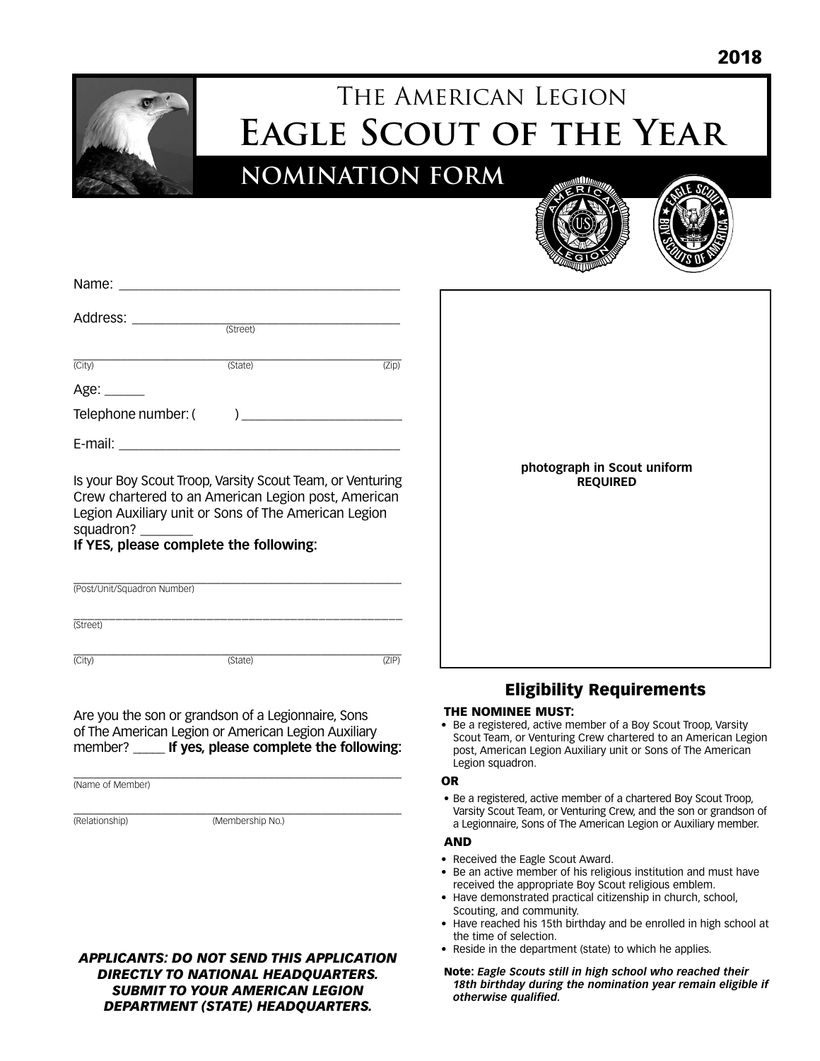2018

# The American Legion
# Eagle Scout of the Year
## NOMINATION FORM

Name: ____________________________________________

Address: __________________________________________
(Street)

__________________________________________________
(City) (State) (Zip)

Age: ______

Telephone number: (        ) ______________________

E-mail: ____________________________________________

Is your Boy Scout Troop, Varsity Scout Team, or Venturing Crew chartered to an American Legion post, American Legion Auxiliary unit or Sons of The American Legion squadron? ________

**If YES, please complete the following:**

__________________________________________________
(Post/Unit/Squadron Number)

__________________________________________________
(Street)

__________________________________________________
(City) (State) (ZIP)

Are you the son or grandson of a Legionnaire, Sons of The American Legion or American Legion Auxiliary member? _____ **If yes, please complete the following:**

__________________________________________________
(Name of Member)

__________________________________________________
(Relationship) (Membership No.)

**photograph in Scout uniform REQUIRED**

## Eligibility Requirements

**THE NOMINEE MUST:**

- Be a registered, active member of a Boy Scout Troop, Varsity Scout Team, or Venturing Crew chartered to an American Legion post, American Legion Auxiliary unit or Sons of The American Legion squadron.

**OR**

- Be a registered, active member of a chartered Boy Scout Troop, Varsity Scout Team, or Venturing Crew, and the son or grandson of a Legionnaire, Sons of The American Legion or Auxiliary member.

**AND**

- Received the Eagle Scout Award.
- Be an active member of his religious institution and must have received the appropriate Boy Scout religious emblem.
- Have demonstrated practical citizenship in church, school, Scouting, and community.
- Have reached his 15th birthday and be enrolled in high school at the time of selection.
- Reside in the department (state) to which he applies.

**Note:** ***Eagle Scouts still in high school who reached their 18th birthday during the nomination year remain eligible if otherwise qualified.***

***APPLICANTS: DO NOT SEND THIS APPLICATION DIRECTLY TO NATIONAL HEADQUARTERS. SUBMIT TO YOUR AMERICAN LEGION DEPARTMENT (STATE) HEADQUARTERS.***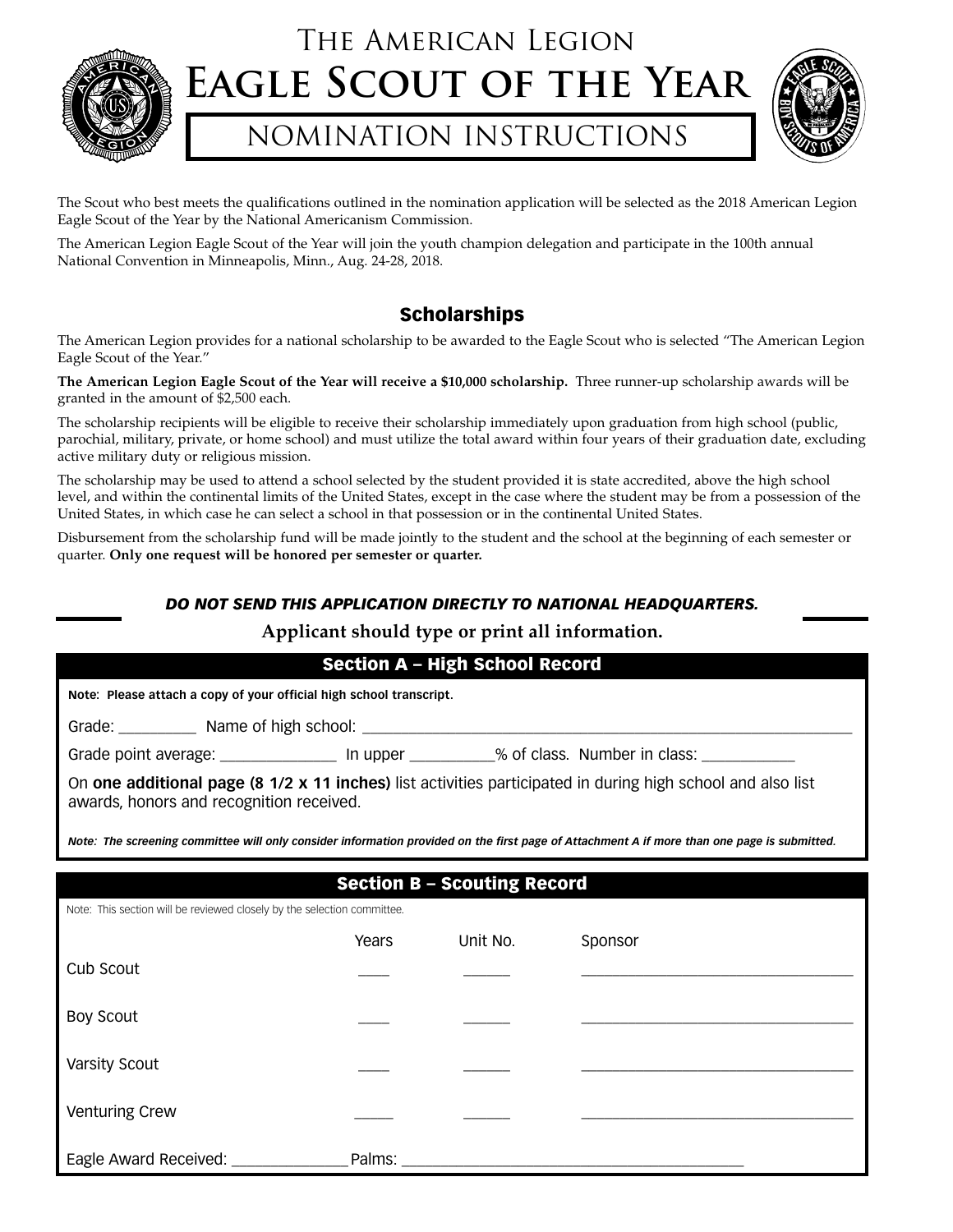# The American Legion
# Eagle Scout of the Year
## NOMINATION INSTRUCTIONS

The Scout who best meets the qualifications outlined in the nomination application will be selected as the 2018 American Legion Eagle Scout of the Year by the National Americanism Commission.

The American Legion Eagle Scout of the Year will join the youth champion delegation and participate in the 100th annual National Convention in Minneapolis, Minn., Aug. 24-28, 2018.

### Scholarships

The American Legion provides for a national scholarship to be awarded to the Eagle Scout who is selected "The American Legion Eagle Scout of the Year."

**The American Legion Eagle Scout of the Year will receive a $10,000 scholarship.** Three runner-up scholarship awards will be granted in the amount of $2,500 each.

The scholarship recipients will be eligible to receive their scholarship immediately upon graduation from high school (public, parochial, military, private, or home school) and must utilize the total award within four years of their graduation date, excluding active military duty or religious mission.

The scholarship may be used to attend a school selected by the student provided it is state accredited, above the high school level, and within the continental limits of the United States, except in the case where the student may be from a possession of the United States, in which case he can select a school in that possession or in the continental United States.

Disbursement from the scholarship fund will be made jointly to the student and the school at the beginning of each semester or quarter. **Only one request will be honored per semester or quarter.**

***DO NOT SEND THIS APPLICATION DIRECTLY TO NATIONAL HEADQUARTERS.***

**Applicant should type or print all information.**

### Section A – High School Record

**Note: Please attach a copy of your official high school transcript.**

Grade: _________ Name of high school: ____________________________________________

Grade point average: ______________ In upper __________% of class. Number in class: ___________

On **one additional page (8 1/2 x 11 inches)** list activities participated in during high school and also list awards, honors and recognition received.

***Note: The screening committee will only consider information provided on the first page of Attachment A if more than one page is submitted.***

### Section B – Scouting Record

Note: This section will be reviewed closely by the selection committee.

| | Years | Unit No. | Sponsor |
|---|---|---|---|
| Cub Scout | ____ | ______ | ______________________________ |
| Boy Scout | ____ | ______ | ______________________________ |
| Varsity Scout | ____ | ______ | ______________________________ |
| Venturing Crew | ____ | ______ | ______________________________ |

Eagle Award Received: ______________ Palms: ________________________________________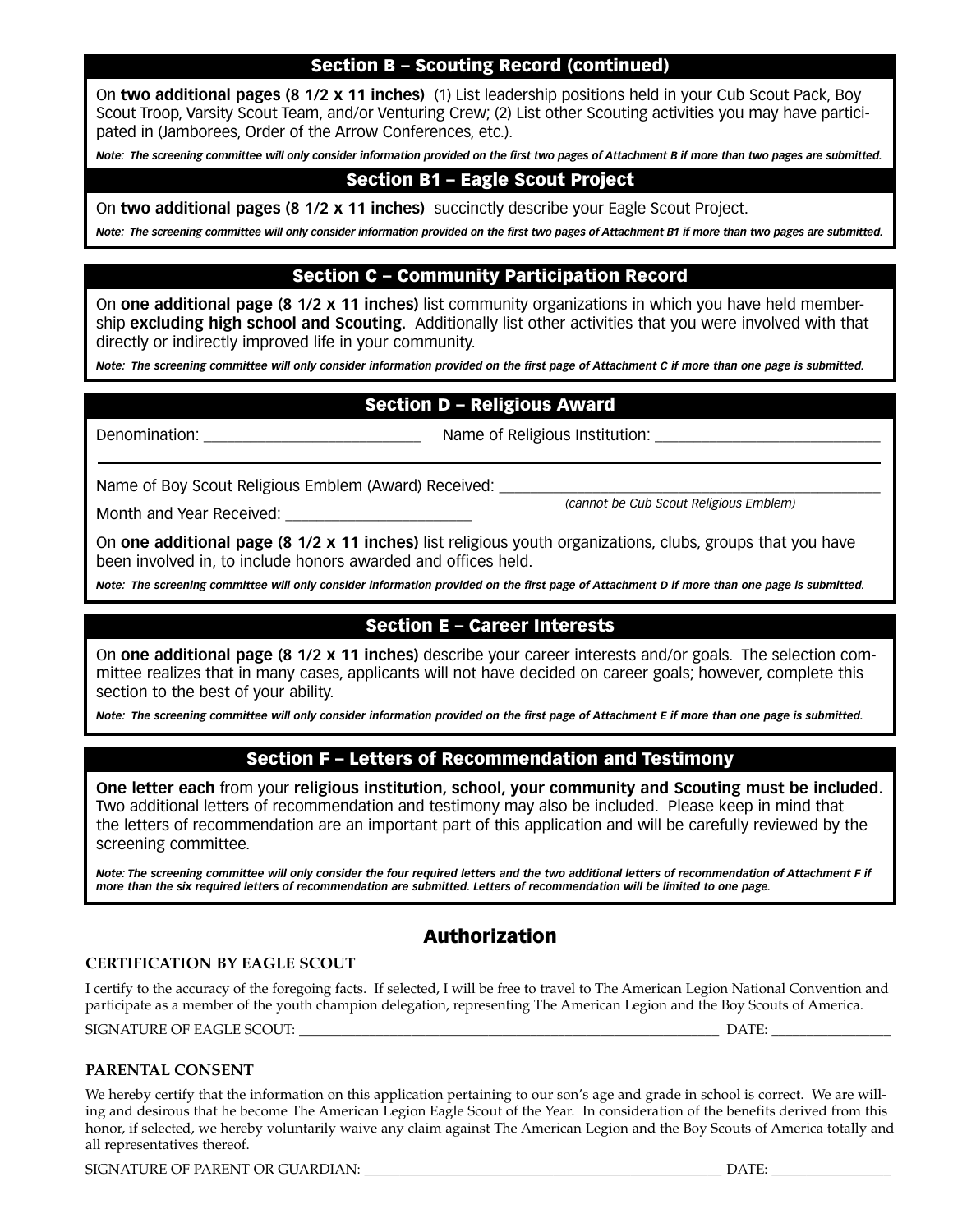## Section B – Scouting Record (continued)

On **two additional pages (8 1/2 x 11 inches)** (1) List leadership positions held in your Cub Scout Pack, Boy Scout Troop, Varsity Scout Team, and/or Venturing Crew; (2) List other Scouting activities you may have participated in (Jamborees, Order of the Arrow Conferences, etc.).

***Note: The screening committee will only consider information provided on the first two pages of Attachment B if more than two pages are submitted.***

## Section B1 – Eagle Scout Project

On **two additional pages (8 1/2 x 11 inches)** succinctly describe your Eagle Scout Project.

***Note: The screening committee will only consider information provided on the first two pages of Attachment B1 if more than two pages are submitted.***

## Section C – Community Participation Record

On **one additional page (8 1/2 x 11 inches)** list community organizations in which you have held membership **excluding high school and Scouting.** Additionally list other activities that you were involved with that directly or indirectly improved life in your community.

***Note: The screening committee will only consider information provided on the first page of Attachment C if more than one page is submitted.***

## Section D – Religious Award

Denomination: ___________________________ Name of Religious Institution: ____________________________

Name of Boy Scout Religious Emblem (Award) Received: ________________________________________________

*(cannot be Cub Scout Religious Emblem)*

Month and Year Received: _______________________

On **one additional page (8 1/2 x 11 inches)** list religious youth organizations, clubs, groups that you have been involved in, to include honors awarded and offices held.

***Note: The screening committee will only consider information provided on the first page of Attachment D if more than one page is submitted.***

## Section E – Career Interests

On **one additional page (8 1/2 x 11 inches)** describe your career interests and/or goals. The selection committee realizes that in many cases, applicants will not have decided on career goals; however, complete this section to the best of your ability.

***Note: The screening committee will only consider information provided on the first page of Attachment E if more than one page is submitted.***

## Section F – Letters of Recommendation and Testimony

**One letter each** from your **religious institution, school, your community and Scouting must be included.** Two additional letters of recommendation and testimony may also be included. Please keep in mind that the letters of recommendation are an important part of this application and will be carefully reviewed by the screening committee.

***Note: The screening committee will only consider the four required letters and the two additional letters of recommendation of Attachment F if more than the six required letters of recommendation are submitted. Letters of recommendation will be limited to one page.***

## Authorization

### CERTIFICATION BY EAGLE SCOUT

I certify to the accuracy of the foregoing facts. If selected, I will be free to travel to The American Legion National Convention and participate as a member of the youth champion delegation, representing The American Legion and the Boy Scouts of America.

SIGNATURE OF EAGLE SCOUT: ______________________________________________________________ DATE: ________________

### PARENTAL CONSENT

We hereby certify that the information on this application pertaining to our son's age and grade in school is correct. We are willing and desirous that he become The American Legion Eagle Scout of the Year. In consideration of the benefits derived from this honor, if selected, we hereby voluntarily waive any claim against The American Legion and the Boy Scouts of America totally and all representatives thereof.

SIGNATURE OF PARENT OR GUARDIAN: ____________________________________________________ DATE: ________________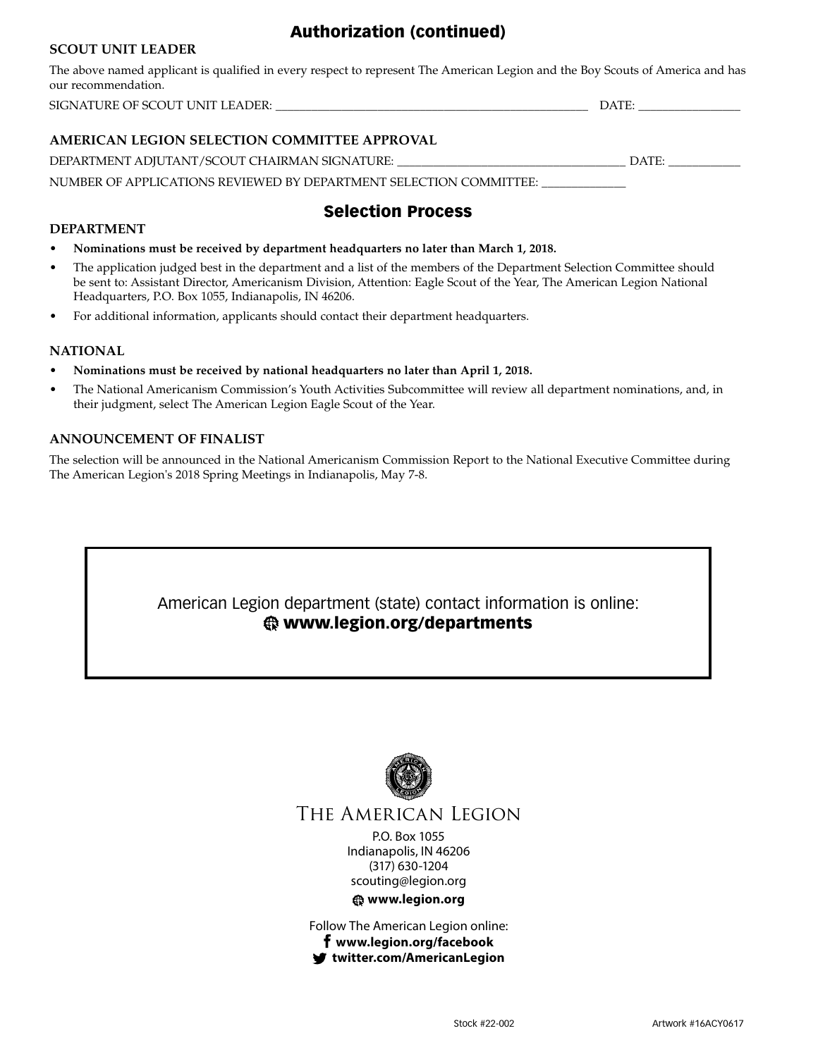## Authorization (continued)

### SCOUT UNIT LEADER

The above named applicant is qualified in every respect to represent The American Legion and the Boy Scouts of America and has our recommendation.

SIGNATURE OF SCOUT UNIT LEADER: ______________________________________________________ DATE: _________________

### AMERICAN LEGION SELECTION COMMITTEE APPROVAL

DEPARTMENT ADJUTANT/SCOUT CHAIRMAN SIGNATURE: ______________________________________ DATE: ____________

NUMBER OF APPLICATIONS REVIEWED BY DEPARTMENT SELECTION COMMITTEE: ______________

## Selection Process

### DEPARTMENT

- **Nominations must be received by department headquarters no later than March 1, 2018.**
- The application judged best in the department and a list of the members of the Department Selection Committee should be sent to: Assistant Director, Americanism Division, Attention: Eagle Scout of the Year, The American Legion National Headquarters, P.O. Box 1055, Indianapolis, IN 46206.
- For additional information, applicants should contact their department headquarters.

### NATIONAL

- **Nominations must be received by national headquarters no later than April 1, 2018.**
- The National Americanism Commission's Youth Activities Subcommittee will review all department nominations, and, in their judgment, select The American Legion Eagle Scout of the Year.

### ANNOUNCEMENT OF FINALIST

The selection will be announced in the National Americanism Commission Report to the National Executive Committee during The American Legion's 2018 Spring Meetings in Indianapolis, May 7-8.

American Legion department (state) contact information is online:
**www.legion.org/departments**

THE AMERICAN LEGION

P.O. Box 1055
Indianapolis, IN 46206
(317) 630-1204
scouting@legion.org

**www.legion.org**

Follow The American Legion online:
**www.legion.org/facebook**
**twitter.com/AmericanLegion**

Stock #22-002 Artwork #16ACY0617